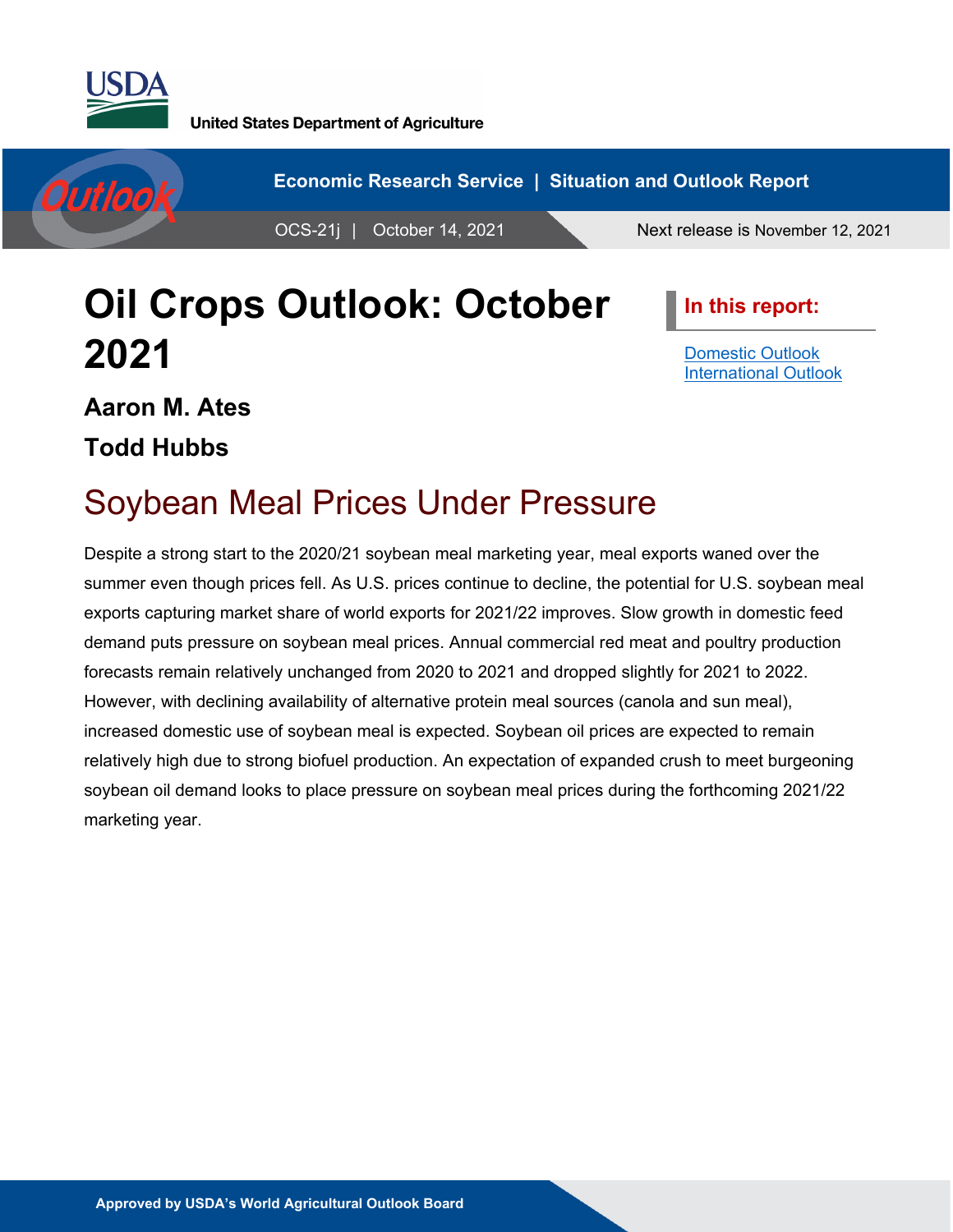United States Department of Agriculture

Economic Research Service | Situation and Outlook Report

OCS-21j | October 14, 2021

Next release is November 12, 2021

# Oil Crops Outlook: October 2021

**Aaron M. Ates**

**Todd Hubbs**

**In this report:**

- Domestic Outlook
- International Outlook

## Soybean Meal Prices Under Pressure

Despite a strong start to the 2020/21 soybean meal marketing year, meal exports waned over the summer even though prices fell. As U.S. prices continue to decline, the potential for U.S. soybean meal exports capturing market share of world exports for 2021/22 improves. Slow growth in domestic feed demand puts pressure on soybean meal prices. Annual commercial red meat and poultry production forecasts remain relatively unchanged from 2020 to 2021 and dropped slightly for 2021 to 2022. However, with declining availability of alternative protein meal sources (canola and sun meal), increased domestic use of soybean meal is expected. Soybean oil prices are expected to remain relatively high due to strong biofuel production. An expectation of expanded crush to meet burgeoning soybean oil demand looks to place pressure on soybean meal prices during the forthcoming 2021/22 marketing year.

Approved by USDA's World Agricultural Outlook Board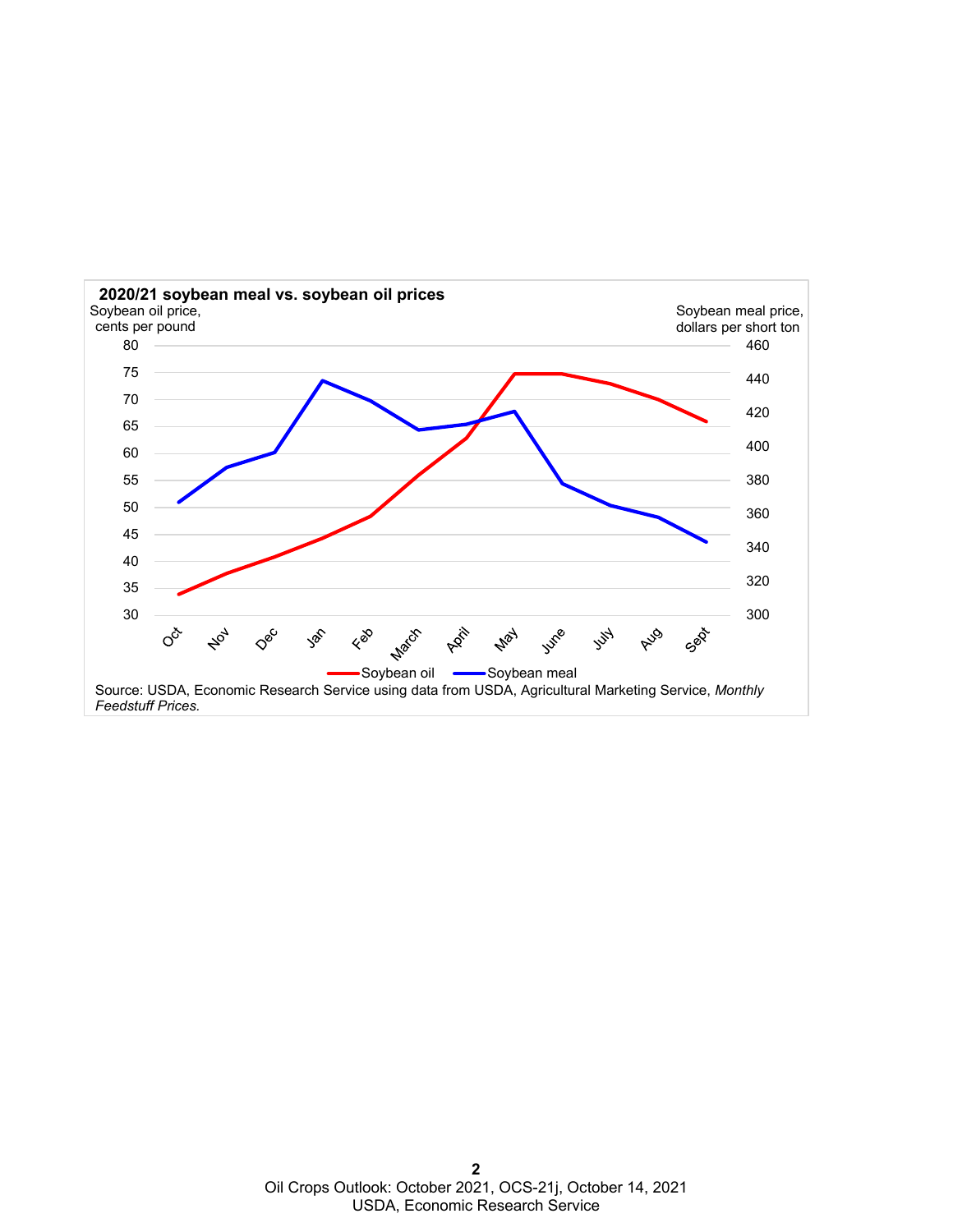**2020/21 soybean meal vs. soybean oil prices**

Soybean oil price, cents per pound

Soybean meal price, dollars per short ton

Soybean oil | Soybean meal

Source: USDA, Economic Research Service using data from USDA, Agricultural Marketing Service, *Monthly Feedstuff Prices.*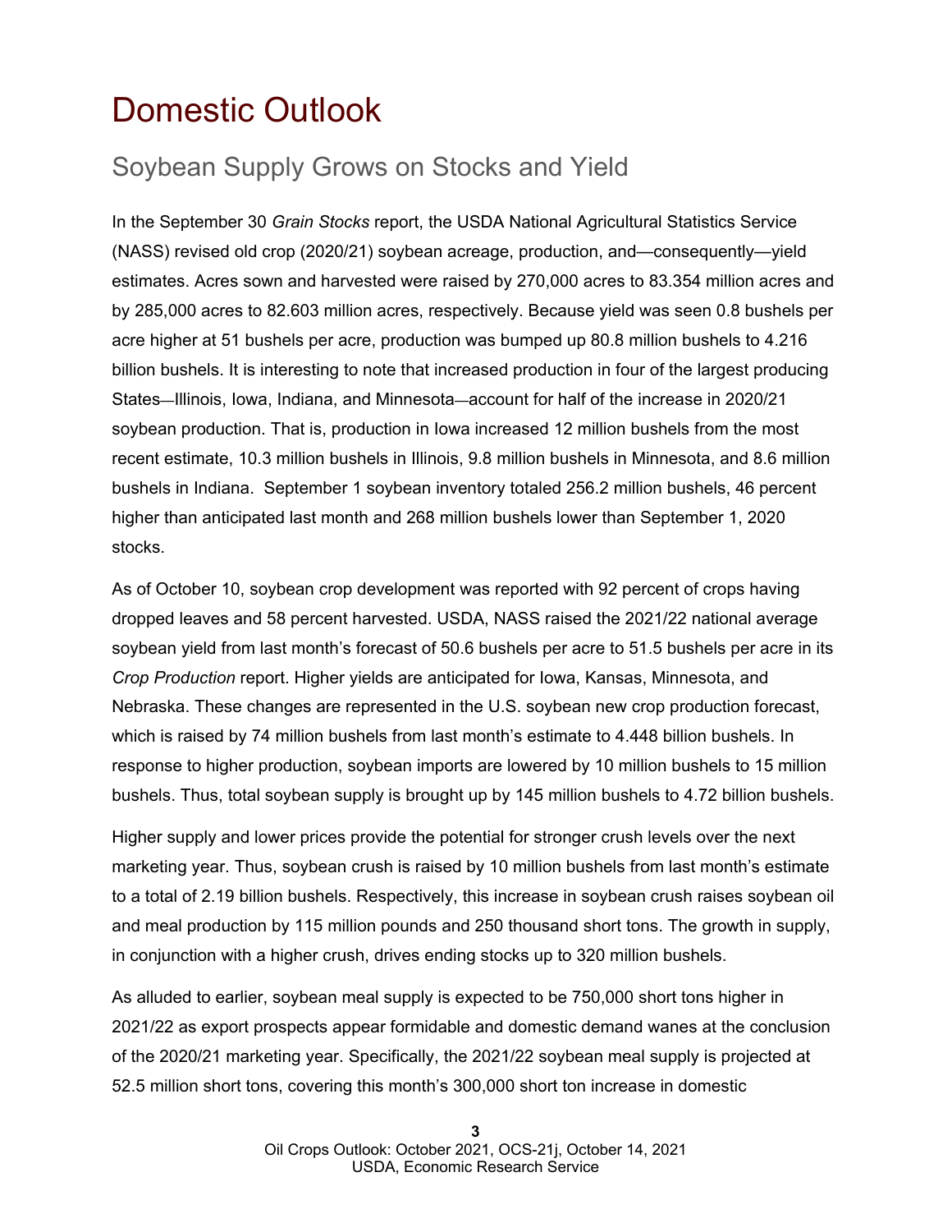# Domestic Outlook

## Soybean Supply Grows on Stocks and Yield

In the September 30 *Grain Stocks* report, the USDA National Agricultural Statistics Service (NASS) revised old crop (2020/21) soybean acreage, production, and—consequently—yield estimates. Acres sown and harvested were raised by 270,000 acres to 83.354 million acres and by 285,000 acres to 82.603 million acres, respectively. Because yield was seen 0.8 bushels per acre higher at 51 bushels per acre, production was bumped up 80.8 million bushels to 4.216 billion bushels. It is interesting to note that increased production in four of the largest producing States—Illinois, Iowa, Indiana, and Minnesota—account for half of the increase in 2020/21 soybean production. That is, production in Iowa increased 12 million bushels from the most recent estimate, 10.3 million bushels in Illinois, 9.8 million bushels in Minnesota, and 8.6 million bushels in Indiana. September 1 soybean inventory totaled 256.2 million bushels, 46 percent higher than anticipated last month and 268 million bushels lower than September 1, 2020 stocks.

As of October 10, soybean crop development was reported with 92 percent of crops having dropped leaves and 58 percent harvested. USDA, NASS raised the 2021/22 national average soybean yield from last month's forecast of 50.6 bushels per acre to 51.5 bushels per acre in its *Crop Production* report. Higher yields are anticipated for Iowa, Kansas, Minnesota, and Nebraska. These changes are represented in the U.S. soybean new crop production forecast, which is raised by 74 million bushels from last month's estimate to 4.448 billion bushels. In response to higher production, soybean imports are lowered by 10 million bushels to 15 million bushels. Thus, total soybean supply is brought up by 145 million bushels to 4.72 billion bushels.

Higher supply and lower prices provide the potential for stronger crush levels over the next marketing year. Thus, soybean crush is raised by 10 million bushels from last month's estimate to a total of 2.19 billion bushels. Respectively, this increase in soybean crush raises soybean oil and meal production by 115 million pounds and 250 thousand short tons. The growth in supply, in conjunction with a higher crush, drives ending stocks up to 320 million bushels.

As alluded to earlier, soybean meal supply is expected to be 750,000 short tons higher in 2021/22 as export prospects appear formidable and domestic demand wanes at the conclusion of the 2020/21 marketing year. Specifically, the 2021/22 soybean meal supply is projected at 52.5 million short tons, covering this month's 300,000 short ton increase in domestic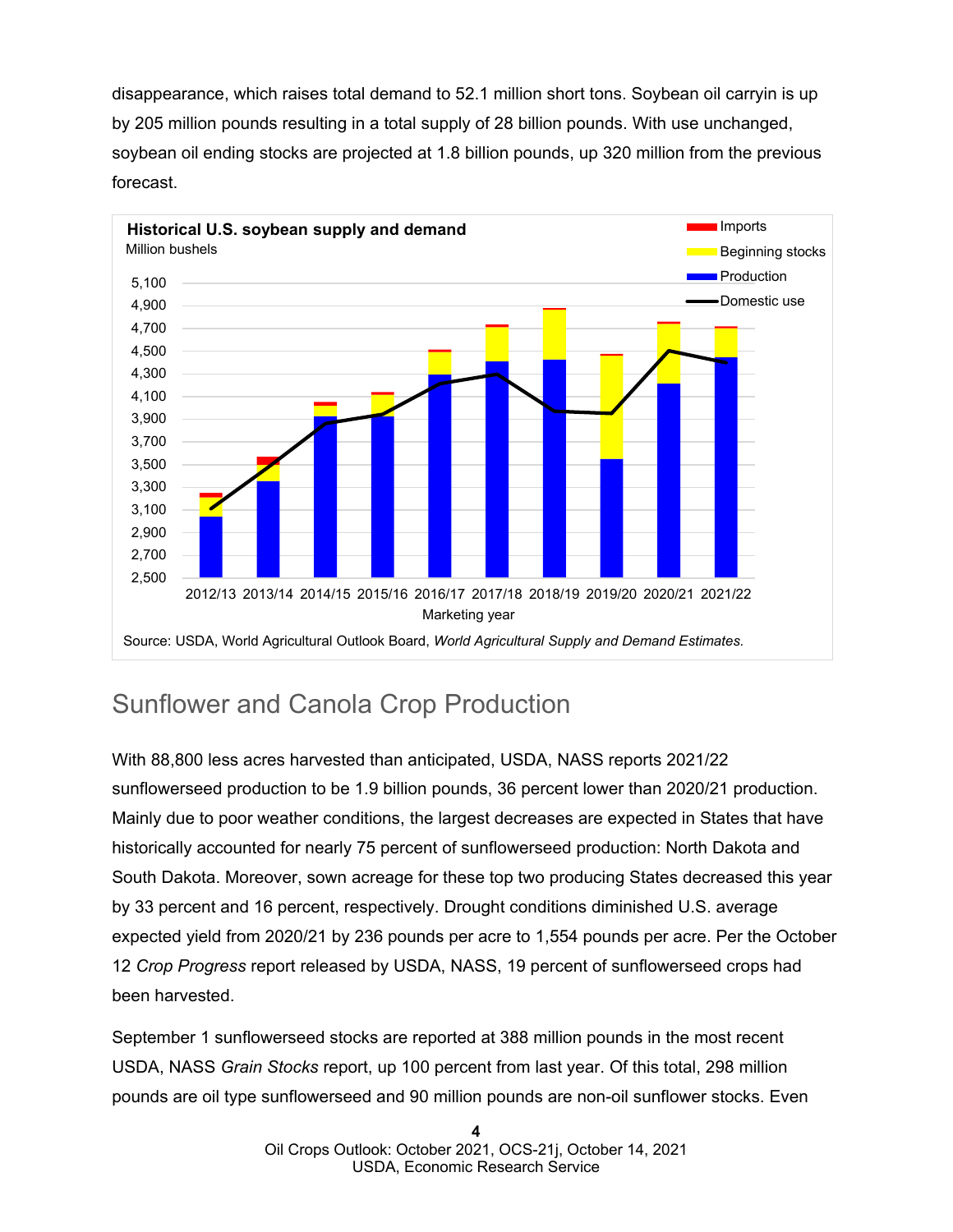disappearance, which raises total demand to 52.1 million short tons. Soybean oil carryin is up by 205 million pounds resulting in a total supply of 28 billion pounds. With use unchanged, soybean oil ending stocks are projected at 1.8 billion pounds, up 320 million from the previous forecast.

**Historical U.S. soybean supply and demand**
Million bushels

Source: USDA, World Agricultural Outlook Board, *World Agricultural Supply and Demand Estimates.*

## Sunflower and Canola Crop Production

With 88,800 less acres harvested than anticipated, USDA, NASS reports 2021/22 sunflowerseed production to be 1.9 billion pounds, 36 percent lower than 2020/21 production. Mainly due to poor weather conditions, the largest decreases are expected in States that have historically accounted for nearly 75 percent of sunflowerseed production: North Dakota and South Dakota. Moreover, sown acreage for these top two producing States decreased this year by 33 percent and 16 percent, respectively. Drought conditions diminished U.S. average expected yield from 2020/21 by 236 pounds per acre to 1,554 pounds per acre. Per the October 12 *Crop Progress* report released by USDA, NASS, 19 percent of sunflowerseed crops had been harvested.

September 1 sunflowerseed stocks are reported at 388 million pounds in the most recent USDA, NASS *Grain Stocks* report, up 100 percent from last year. Of this total, 298 million pounds are oil type sunflowerseed and 90 million pounds are non-oil sunflower stocks. Even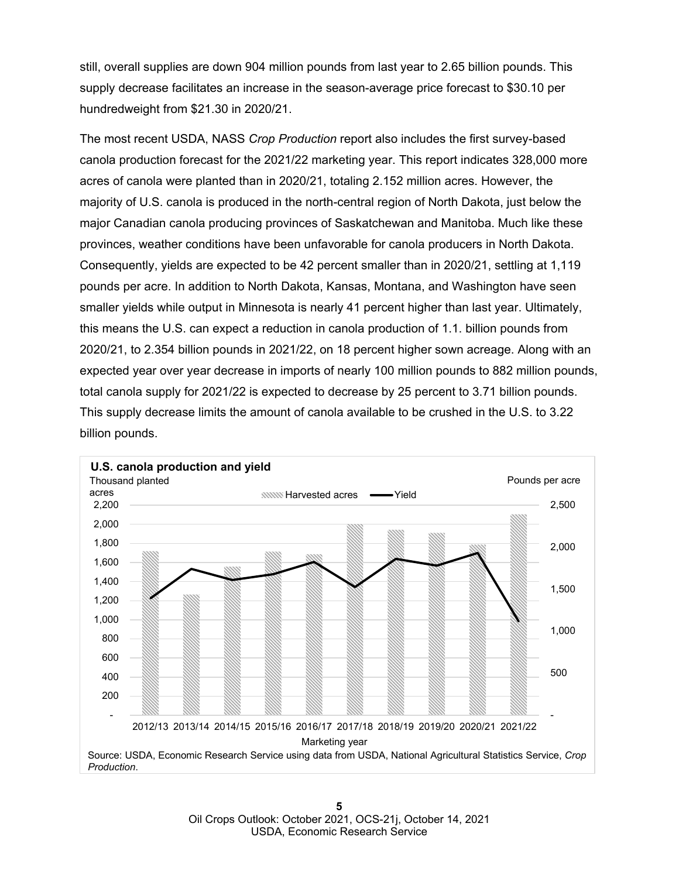still, overall supplies are down 904 million pounds from last year to 2.65 billion pounds. This supply decrease facilitates an increase in the season-average price forecast to $30.10 per hundredweight from $21.30 in 2020/21.

The most recent USDA, NASS *Crop Production* report also includes the first survey-based canola production forecast for the 2021/22 marketing year. This report indicates 328,000 more acres of canola were planted than in 2020/21, totaling 2.152 million acres. However, the majority of U.S. canola is produced in the north-central region of North Dakota, just below the major Canadian canola producing provinces of Saskatchewan and Manitoba. Much like these provinces, weather conditions have been unfavorable for canola producers in North Dakota. Consequently, yields are expected to be 42 percent smaller than in 2020/21, settling at 1,119 pounds per acre. In addition to North Dakota, Kansas, Montana, and Washington have seen smaller yields while output in Minnesota is nearly 41 percent higher than last year. Ultimately, this means the U.S. can expect a reduction in canola production of 1.1. billion pounds from 2020/21, to 2.354 billion pounds in 2021/22, on 18 percent higher sown acreage. Along with an expected year over year decrease in imports of nearly 100 million pounds to 882 million pounds, total canola supply for 2021/22 is expected to decrease by 25 percent to 3.71 billion pounds. This supply decrease limits the amount of canola available to be crushed in the U.S. to 3.22 billion pounds.

**U.S. canola production and yield**

Source: USDA, Economic Research Service using data from USDA, National Agricultural Statistics Service, *Crop Production*.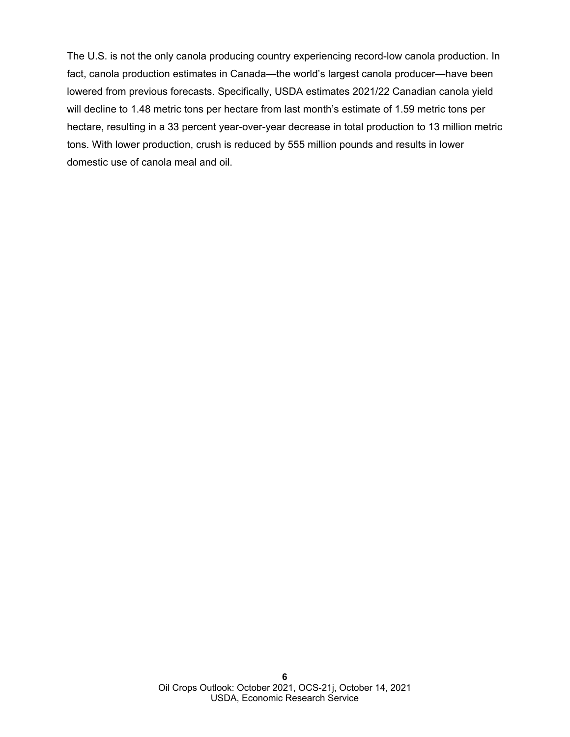The U.S. is not the only canola producing country experiencing record-low canola production. In fact, canola production estimates in Canada—the world's largest canola producer—have been lowered from previous forecasts. Specifically, USDA estimates 2021/22 Canadian canola yield will decline to 1.48 metric tons per hectare from last month's estimate of 1.59 metric tons per hectare, resulting in a 33 percent year-over-year decrease in total production to 13 million metric tons. With lower production, crush is reduced by 555 million pounds and results in lower domestic use of canola meal and oil.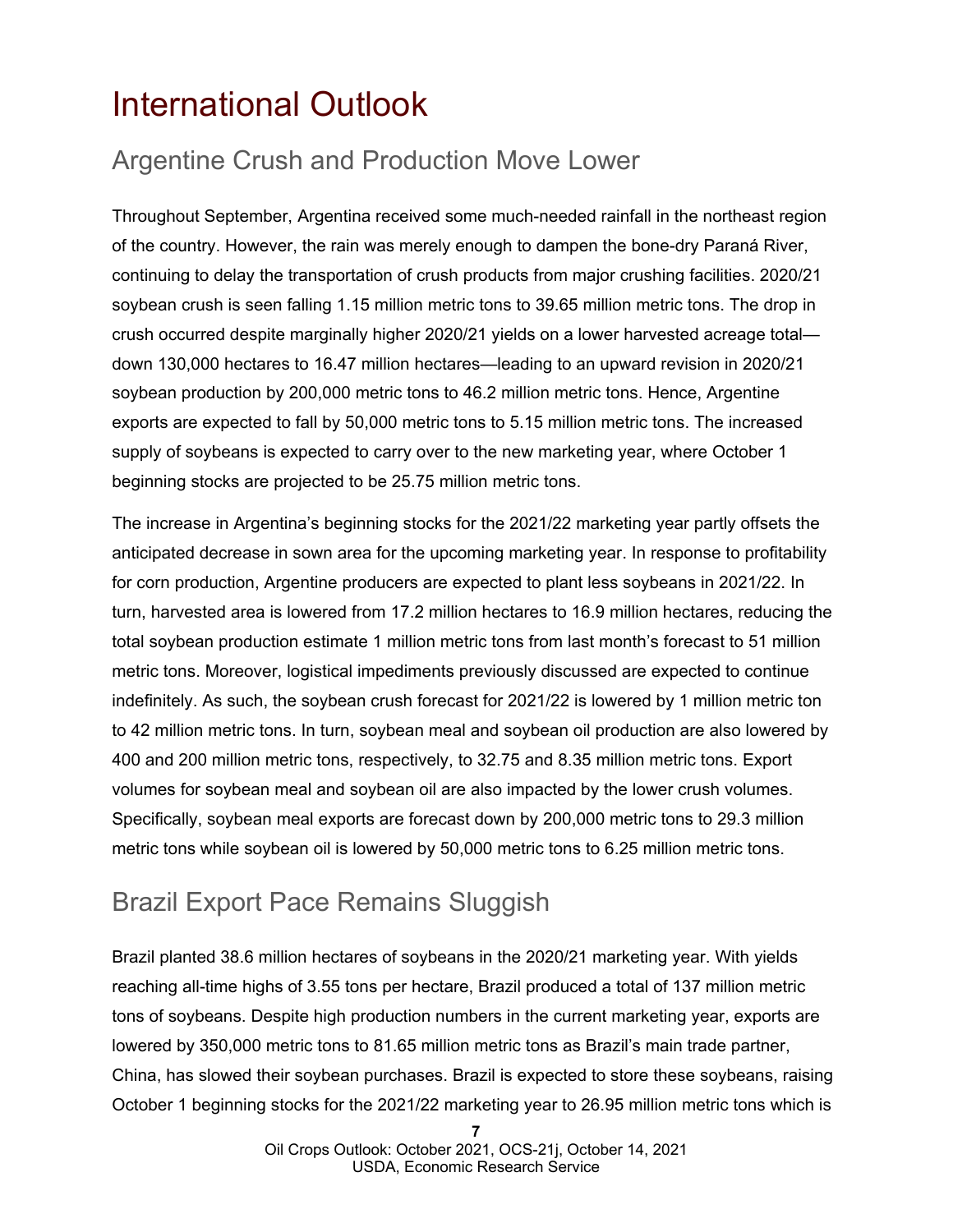# International Outlook

## Argentine Crush and Production Move Lower

Throughout September, Argentina received some much-needed rainfall in the northeast region of the country. However, the rain was merely enough to dampen the bone-dry Paraná River, continuing to delay the transportation of crush products from major crushing facilities. 2020/21 soybean crush is seen falling 1.15 million metric tons to 39.65 million metric tons. The drop in crush occurred despite marginally higher 2020/21 yields on a lower harvested acreage total—down 130,000 hectares to 16.47 million hectares—leading to an upward revision in 2020/21 soybean production by 200,000 metric tons to 46.2 million metric tons. Hence, Argentine exports are expected to fall by 50,000 metric tons to 5.15 million metric tons. The increased supply of soybeans is expected to carry over to the new marketing year, where October 1 beginning stocks are projected to be 25.75 million metric tons.

The increase in Argentina's beginning stocks for the 2021/22 marketing year partly offsets the anticipated decrease in sown area for the upcoming marketing year. In response to profitability for corn production, Argentine producers are expected to plant less soybeans in 2021/22. In turn, harvested area is lowered from 17.2 million hectares to 16.9 million hectares, reducing the total soybean production estimate 1 million metric tons from last month's forecast to 51 million metric tons. Moreover, logistical impediments previously discussed are expected to continue indefinitely. As such, the soybean crush forecast for 2021/22 is lowered by 1 million metric ton to 42 million metric tons. In turn, soybean meal and soybean oil production are also lowered by 400 and 200 million metric tons, respectively, to 32.75 and 8.35 million metric tons. Export volumes for soybean meal and soybean oil are also impacted by the lower crush volumes. Specifically, soybean meal exports are forecast down by 200,000 metric tons to 29.3 million metric tons while soybean oil is lowered by 50,000 metric tons to 6.25 million metric tons.

## Brazil Export Pace Remains Sluggish

Brazil planted 38.6 million hectares of soybeans in the 2020/21 marketing year. With yields reaching all-time highs of 3.55 tons per hectare, Brazil produced a total of 137 million metric tons of soybeans. Despite high production numbers in the current marketing year, exports are lowered by 350,000 metric tons to 81.65 million metric tons as Brazil's main trade partner, China, has slowed their soybean purchases. Brazil is expected to store these soybeans, raising October 1 beginning stocks for the 2021/22 marketing year to 26.95 million metric tons which is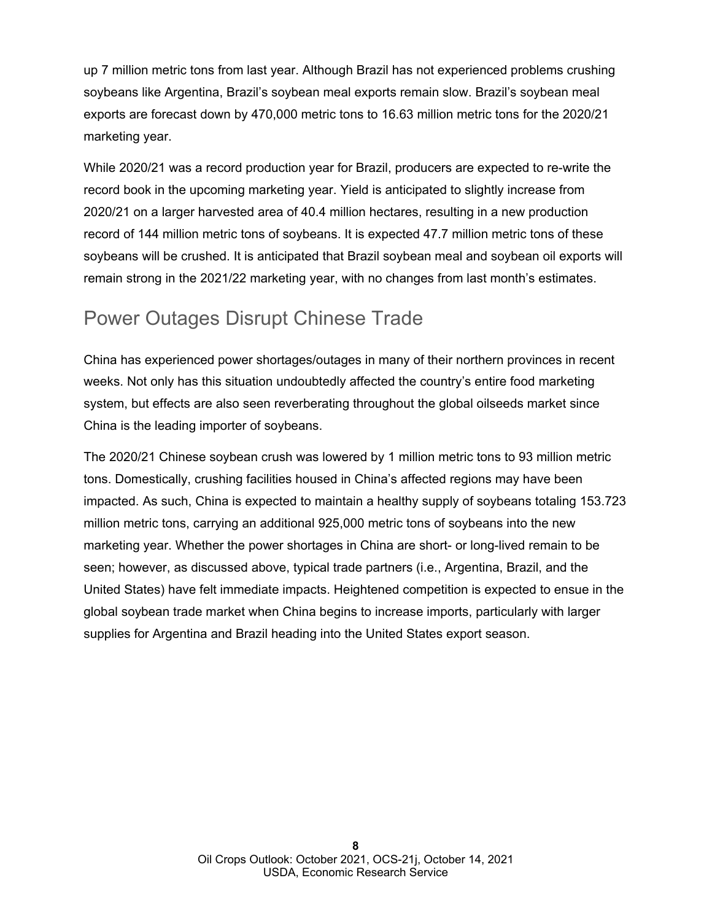up 7 million metric tons from last year. Although Brazil has not experienced problems crushing soybeans like Argentina, Brazil's soybean meal exports remain slow. Brazil's soybean meal exports are forecast down by 470,000 metric tons to 16.63 million metric tons for the 2020/21 marketing year.

While 2020/21 was a record production year for Brazil, producers are expected to re-write the record book in the upcoming marketing year. Yield is anticipated to slightly increase from 2020/21 on a larger harvested area of 40.4 million hectares, resulting in a new production record of 144 million metric tons of soybeans. It is expected 47.7 million metric tons of these soybeans will be crushed. It is anticipated that Brazil soybean meal and soybean oil exports will remain strong in the 2021/22 marketing year, with no changes from last month's estimates.

## Power Outages Disrupt Chinese Trade

China has experienced power shortages/outages in many of their northern provinces in recent weeks. Not only has this situation undoubtedly affected the country's entire food marketing system, but effects are also seen reverberating throughout the global oilseeds market since China is the leading importer of soybeans.

The 2020/21 Chinese soybean crush was lowered by 1 million metric tons to 93 million metric tons. Domestically, crushing facilities housed in China's affected regions may have been impacted. As such, China is expected to maintain a healthy supply of soybeans totaling 153.723 million metric tons, carrying an additional 925,000 metric tons of soybeans into the new marketing year. Whether the power shortages in China are short- or long-lived remain to be seen; however, as discussed above, typical trade partners (i.e., Argentina, Brazil, and the United States) have felt immediate impacts. Heightened competition is expected to ensue in the global soybean trade market when China begins to increase imports, particularly with larger supplies for Argentina and Brazil heading into the United States export season.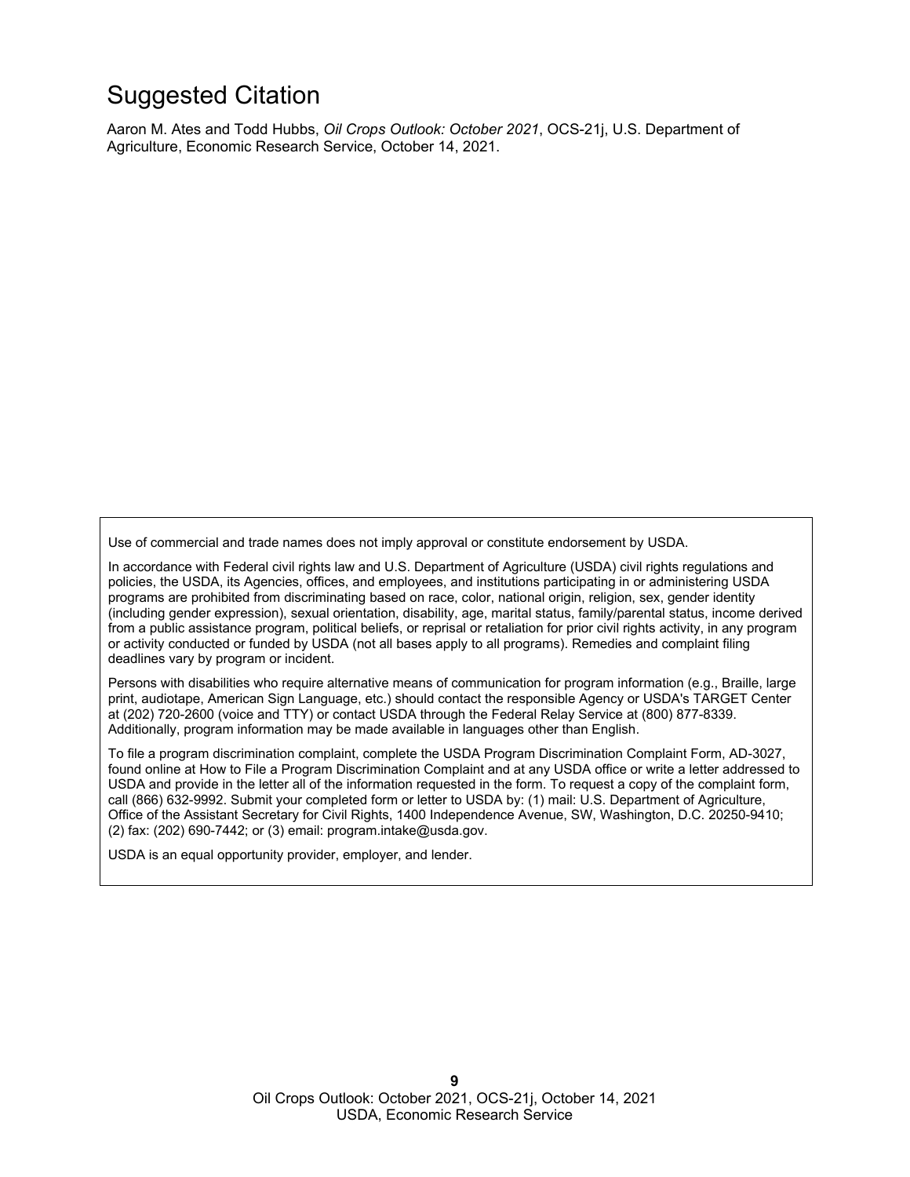## Suggested Citation

Aaron M. Ates and Todd Hubbs, *Oil Crops Outlook: October 2021*, OCS-21j, U.S. Department of Agriculture, Economic Research Service, October 14, 2021.

Use of commercial and trade names does not imply approval or constitute endorsement by USDA.

In accordance with Federal civil rights law and U.S. Department of Agriculture (USDA) civil rights regulations and policies, the USDA, its Agencies, offices, and employees, and institutions participating in or administering USDA programs are prohibited from discriminating based on race, color, national origin, religion, sex, gender identity (including gender expression), sexual orientation, disability, age, marital status, family/parental status, income derived from a public assistance program, political beliefs, or reprisal or retaliation for prior civil rights activity, in any program or activity conducted or funded by USDA (not all bases apply to all programs). Remedies and complaint filing deadlines vary by program or incident.

Persons with disabilities who require alternative means of communication for program information (e.g., Braille, large print, audiotape, American Sign Language, etc.) should contact the responsible Agency or USDA's TARGET Center at (202) 720-2600 (voice and TTY) or contact USDA through the Federal Relay Service at (800) 877-8339. Additionally, program information may be made available in languages other than English.

To file a program discrimination complaint, complete the USDA Program Discrimination Complaint Form, AD-3027, found online at How to File a Program Discrimination Complaint and at any USDA office or write a letter addressed to USDA and provide in the letter all of the information requested in the form. To request a copy of the complaint form, call (866) 632-9992. Submit your completed form or letter to USDA by: (1) mail: U.S. Department of Agriculture, Office of the Assistant Secretary for Civil Rights, 1400 Independence Avenue, SW, Washington, D.C. 20250-9410; (2) fax: (202) 690-7442; or (3) email: program.intake@usda.gov.

USDA is an equal opportunity provider, employer, and lender.